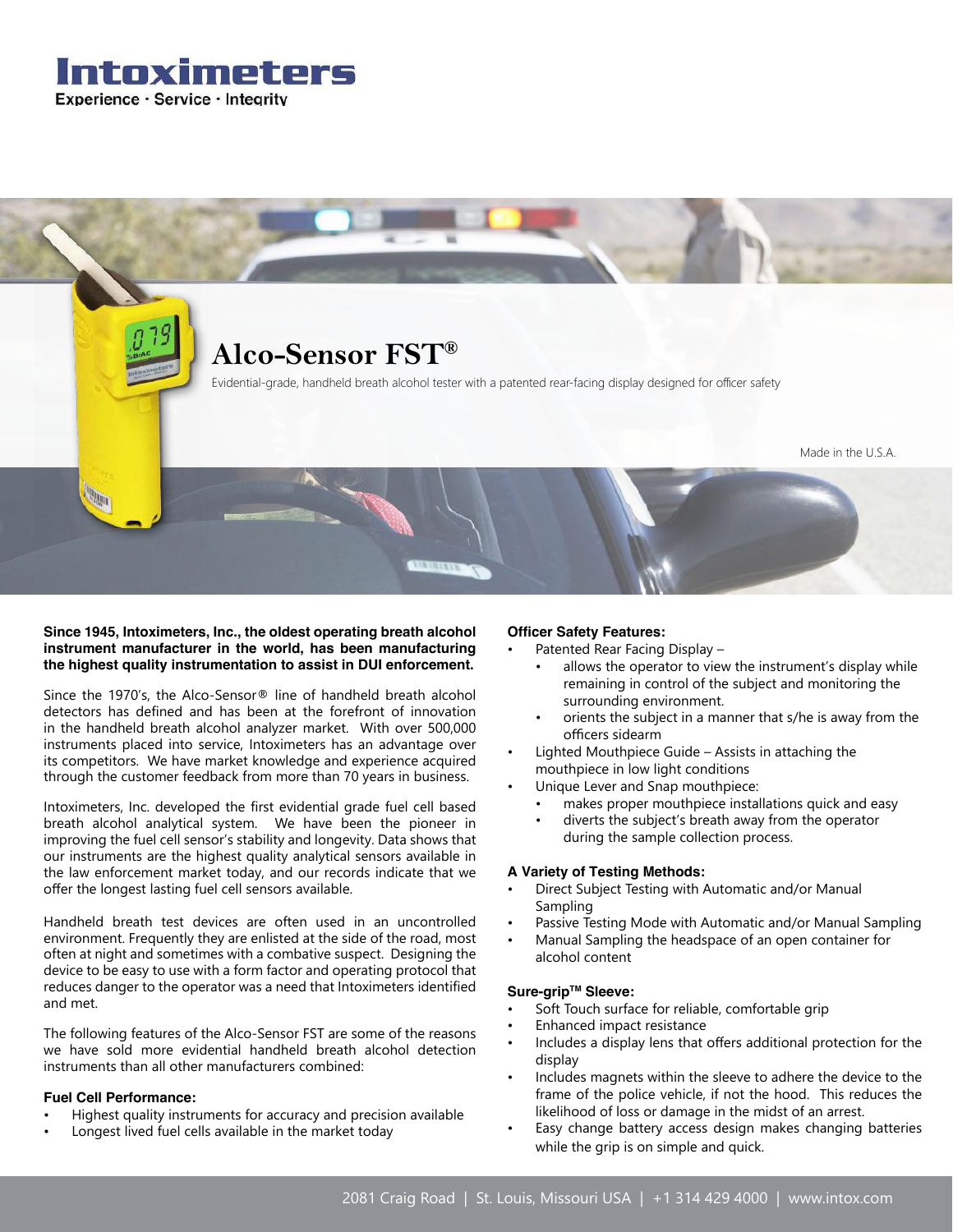# Intoximeters

Experience · Service · Integrity

## Alco-Sensor FST®

Evidential-grade, handheld breath alcohol tester with a patented rear-facing display designed for officer safety

Made in the U.S.A.

**Since 1945, Intoximeters, Inc., the oldest operating breath alcohol instrument manufacturer in the world, has been manufacturing the highest quality instrumentation to assist in DUI enforcement.**

Since the 1970's, the Alco-Sensor® line of handheld breath alcohol detectors has defined and has been at the forefront of innovation in the handheld breath alcohol analyzer market. With over 500,000 instruments placed into service, Intoximeters has an advantage over its competitors. We have market knowledge and experience acquired through the customer feedback from more than 70 years in business.

Intoximeters, Inc. developed the first evidential grade fuel cell based breath alcohol analytical system. We have been the pioneer in improving the fuel cell sensor's stability and longevity. Data shows that our instruments are the highest quality analytical sensors available in the law enforcement market today, and our records indicate that we offer the longest lasting fuel cell sensors available.

Handheld breath test devices are often used in an uncontrolled environment. Frequently they are enlisted at the side of the road, most often at night and sometimes with a combative suspect. Designing the device to be easy to use with a form factor and operating protocol that reduces danger to the operator was a need that Intoximeters identified and met.

The following features of the Alco-Sensor FST are some of the reasons we have sold more evidential handheld breath alcohol detection instruments than all other manufacturers combined:

### Fuel Cell Performance:

- Highest quality instruments for accuracy and precision available
- Longest lived fuel cells available in the market today

### Officer Safety Features:

- Patented Rear Facing Display –
  - allows the operator to view the instrument's display while remaining in control of the subject and monitoring the surrounding environment.
  - orients the subject in a manner that s/he is away from the officers sidearm
- Lighted Mouthpiece Guide – Assists in attaching the mouthpiece in low light conditions
- Unique Lever and Snap mouthpiece:
  - makes proper mouthpiece installations quick and easy
  - diverts the subject's breath away from the operator during the sample collection process.

### A Variety of Testing Methods:

- Direct Subject Testing with Automatic and/or Manual Sampling
- Passive Testing Mode with Automatic and/or Manual Sampling
- Manual Sampling the headspace of an open container for alcohol content

### Sure-grip™ Sleeve:

- Soft Touch surface for reliable, comfortable grip
- Enhanced impact resistance
- Includes a display lens that offers additional protection for the display
- Includes magnets within the sleeve to adhere the device to the frame of the police vehicle, if not the hood. This reduces the likelihood of loss or damage in the midst of an arrest.
- Easy change battery access design makes changing batteries while the grip is on simple and quick.

2081 Craig Road | St. Louis, Missouri USA | +1 314 429 4000 | www.intox.com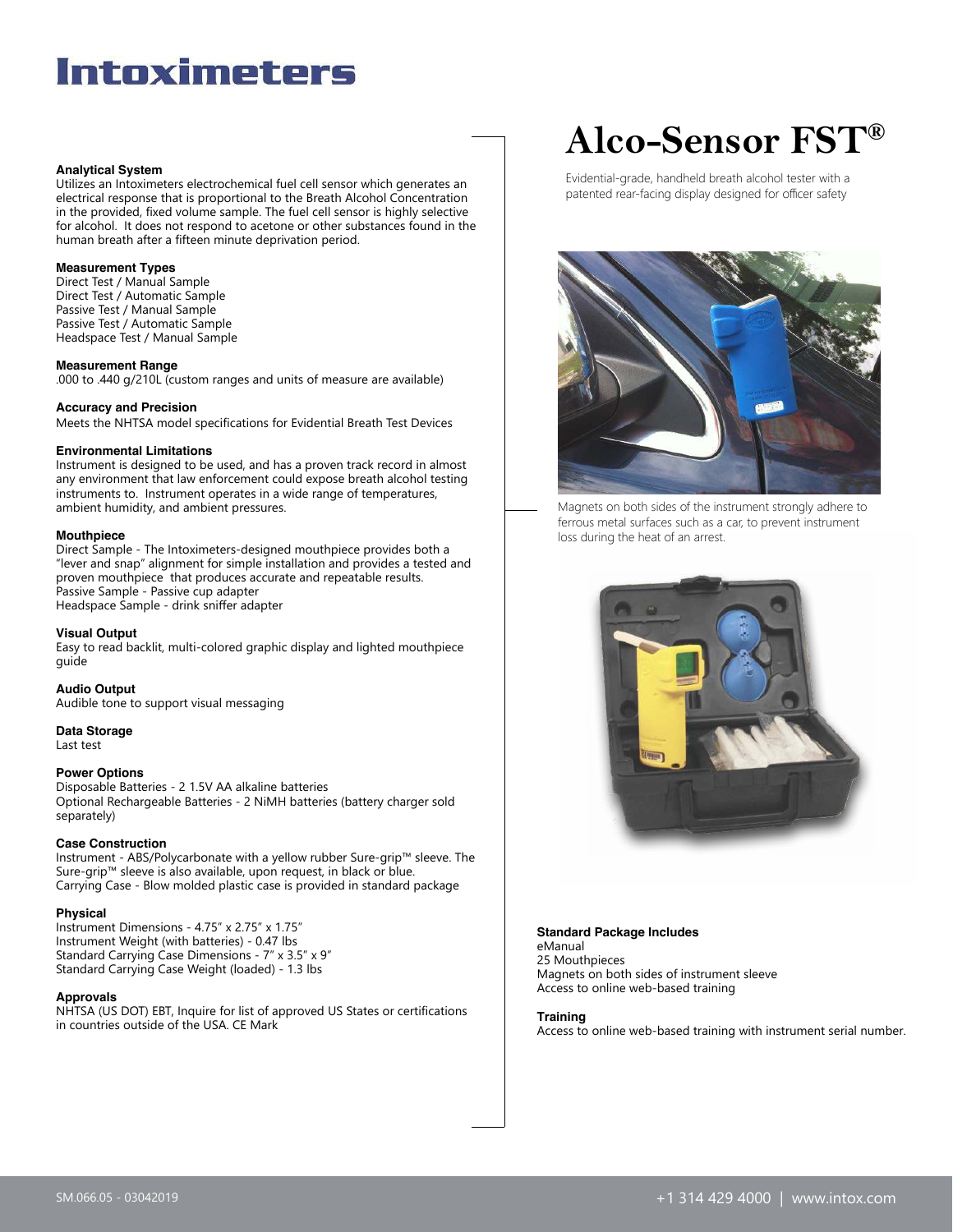# Intoximeters

# Alco-Sensor FST®

Evidential-grade, handheld breath alcohol tester with a patented rear-facing display designed for officer safety

Magnets on both sides of the instrument strongly adhere to ferrous metal surfaces such as a car, to prevent instrument loss during the heat of an arrest.

**Analytical System**
Utilizes an Intoximeters electrochemical fuel cell sensor which generates an electrical response that is proportional to the Breath Alcohol Concentration in the provided, fixed volume sample. The fuel cell sensor is highly selective for alcohol. It does not respond to acetone or other substances found in the human breath after a fifteen minute deprivation period.

**Measurement Types**
Direct Test / Manual Sample
Direct Test / Automatic Sample
Passive Test / Manual Sample
Passive Test / Automatic Sample
Headspace Test / Manual Sample

**Measurement Range**
.000 to .440 g/210L (custom ranges and units of measure are available)

**Accuracy and Precision**
Meets the NHTSA model specifications for Evidential Breath Test Devices

**Environmental Limitations**
Instrument is designed to be used, and has a proven track record in almost any environment that law enforcement could expose breath alcohol testing instruments to. Instrument operates in a wide range of temperatures, ambient humidity, and ambient pressures.

**Mouthpiece**
Direct Sample - The Intoximeters-designed mouthpiece provides both a "lever and snap" alignment for simple installation and provides a tested and proven mouthpiece that produces accurate and repeatable results.
Passive Sample - Passive cup adapter
Headspace Sample - drink sniffer adapter

**Visual Output**
Easy to read backlit, multi-colored graphic display and lighted mouthpiece guide

**Audio Output**
Audible tone to support visual messaging

**Data Storage**
Last test

**Power Options**
Disposable Batteries - 2 1.5V AA alkaline batteries
Optional Rechargeable Batteries - 2 NiMH batteries (battery charger sold separately)

**Case Construction**
Instrument - ABS/Polycarbonate with a yellow rubber Sure-grip™ sleeve. The Sure-grip™ sleeve is also available, upon request, in black or blue.
Carrying Case - Blow molded plastic case is provided in standard package

**Physical**
Instrument Dimensions - 4.75" x 2.75" x 1.75"
Instrument Weight (with batteries) - 0.47 lbs
Standard Carrying Case Dimensions - 7" x 3.5" x 9"
Standard Carrying Case Weight (loaded) - 1.3 lbs

**Approvals**
NHTSA (US DOT) EBT, Inquire for list of approved US States or certifications in countries outside of the USA. CE Mark

**Standard Package Includes**
eManual
25 Mouthpieces
Magnets on both sides of instrument sleeve
Access to online web-based training

**Training**
Access to online web-based training with instrument serial number.

SM.066.05 - 03042019

+1 314 429 4000 | www.intox.com